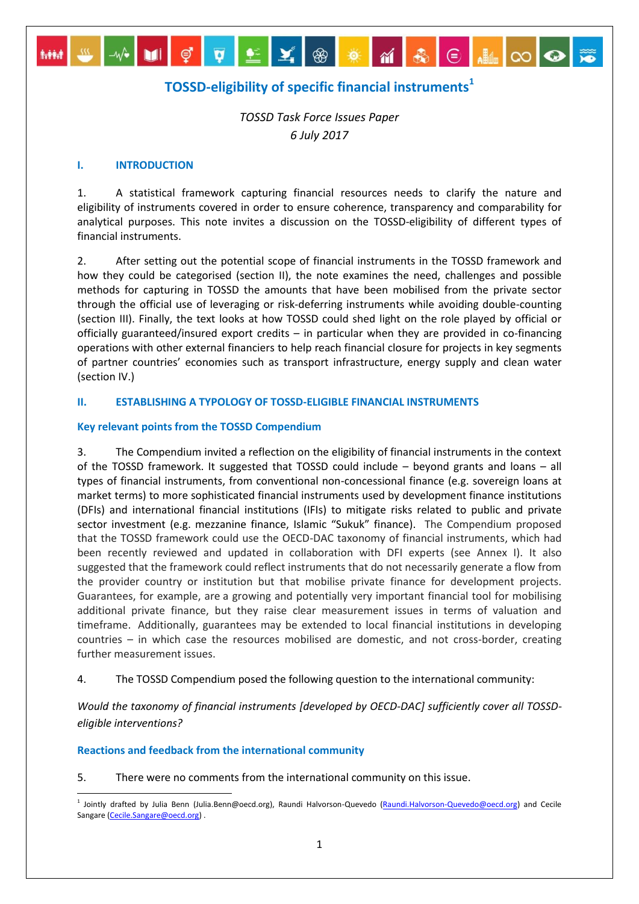# TOSSD-eligibility of specific financial instruments[1]

*TOSSD Task Force Issues Paper*
*6 July 2017*

## I. INTRODUCTION

1. A statistical framework capturing financial resources needs to clarify the nature and eligibility of instruments covered in order to ensure coherence, transparency and comparability for analytical purposes. This note invites a discussion on the TOSSD-eligibility of different types of financial instruments.

2. After setting out the potential scope of financial instruments in the TOSSD framework and how they could be categorised (section II), the note examines the need, challenges and possible methods for capturing in TOSSD the amounts that have been mobilised from the private sector through the official use of leveraging or risk-deferring instruments while avoiding double-counting (section III). Finally, the text looks at how TOSSD could shed light on the role played by official or officially guaranteed/insured export credits – in particular when they are provided in co-financing operations with other external financiers to help reach financial closure for projects in key segments of partner countries' economies such as transport infrastructure, energy supply and clean water (section IV.)

## II. ESTABLISHING A TYPOLOGY OF TOSSD-ELIGIBLE FINANCIAL INSTRUMENTS

### Key relevant points from the TOSSD Compendium

3. The Compendium invited a reflection on the eligibility of financial instruments in the context of the TOSSD framework. It suggested that TOSSD could include – beyond grants and loans – all types of financial instruments, from conventional non-concessional finance (e.g. sovereign loans at market terms) to more sophisticated financial instruments used by development finance institutions (DFIs) and international financial institutions (IFIs) to mitigate risks related to public and private sector investment (e.g. mezzanine finance, Islamic "Sukuk" finance). The Compendium proposed that the TOSSD framework could use the OECD-DAC taxonomy of financial instruments, which had been recently reviewed and updated in collaboration with DFI experts (see Annex I). It also suggested that the framework could reflect instruments that do not necessarily generate a flow from the provider country or institution but that mobilise private finance for development projects. Guarantees, for example, are a growing and potentially very important financial tool for mobilising additional private finance, but they raise clear measurement issues in terms of valuation and timeframe. Additionally, guarantees may be extended to local financial institutions in developing countries – in which case the resources mobilised are domestic, and not cross-border, creating further measurement issues.

4. The TOSSD Compendium posed the following question to the international community:

*Would the taxonomy of financial instruments [developed by OECD-DAC] sufficiently cover all TOSSD-eligible interventions?*

### Reactions and feedback from the international community

5. There were no comments from the international community on this issue.

---

[1] Jointly drafted by Julia Benn (Julia.Benn@oecd.org), Raundi Halvorson-Quevedo (Raundi.Halvorson-Quevedo@oecd.org) and Cecile Sangare (Cecile.Sangare@oecd.org) .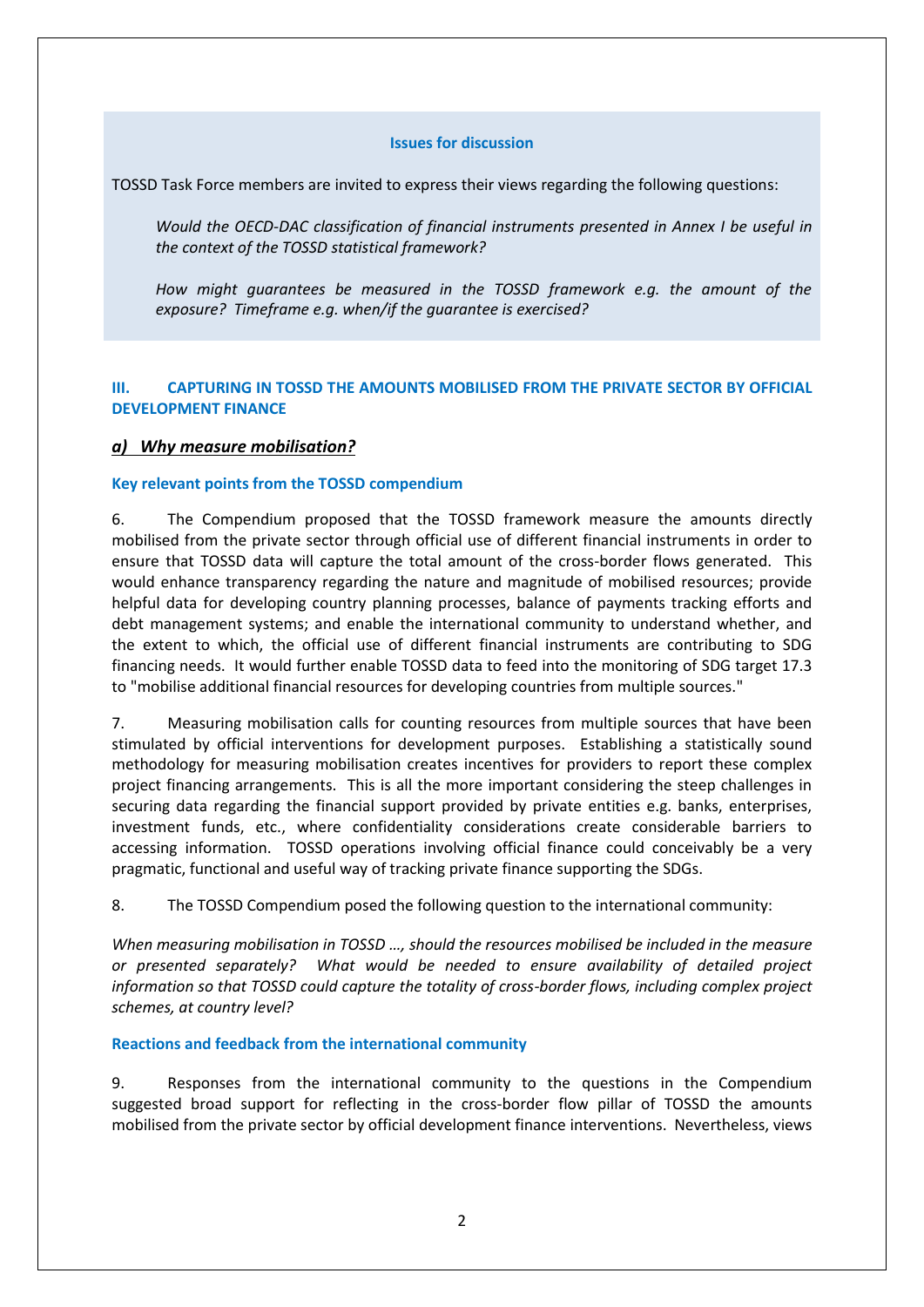**Issues for discussion**

TOSSD Task Force members are invited to express their views regarding the following questions:

> *Would the OECD-DAC classification of financial instruments presented in Annex I be useful in the context of the TOSSD statistical framework?*
>
> *How might guarantees be measured in the TOSSD framework e.g. the amount of the exposure? Timeframe e.g. when/if the guarantee is exercised?*

## III. CAPTURING IN TOSSD THE AMOUNTS MOBILISED FROM THE PRIVATE SECTOR BY OFFICIAL DEVELOPMENT FINANCE

### *a) Why measure mobilisation?*

#### Key relevant points from the TOSSD compendium

6. The Compendium proposed that the TOSSD framework measure the amounts directly mobilised from the private sector through official use of different financial instruments in order to ensure that TOSSD data will capture the total amount of the cross-border flows generated. This would enhance transparency regarding the nature and magnitude of mobilised resources; provide helpful data for developing country planning processes, balance of payments tracking efforts and debt management systems; and enable the international community to understand whether, and the extent to which, the official use of different financial instruments are contributing to SDG financing needs. It would further enable TOSSD data to feed into the monitoring of SDG target 17.3 to "mobilise additional financial resources for developing countries from multiple sources."

7. Measuring mobilisation calls for counting resources from multiple sources that have been stimulated by official interventions for development purposes. Establishing a statistically sound methodology for measuring mobilisation creates incentives for providers to report these complex project financing arrangements. This is all the more important considering the steep challenges in securing data regarding the financial support provided by private entities e.g. banks, enterprises, investment funds, etc., where confidentiality considerations create considerable barriers to accessing information. TOSSD operations involving official finance could conceivably be a very pragmatic, functional and useful way of tracking private finance supporting the SDGs.

8. The TOSSD Compendium posed the following question to the international community:

*When measuring mobilisation in TOSSD …, should the resources mobilised be included in the measure or presented separately? What would be needed to ensure availability of detailed project information so that TOSSD could capture the totality of cross-border flows, including complex project schemes, at country level?*

#### Reactions and feedback from the international community

9. Responses from the international community to the questions in the Compendium suggested broad support for reflecting in the cross-border flow pillar of TOSSD the amounts mobilised from the private sector by official development finance interventions. Nevertheless, views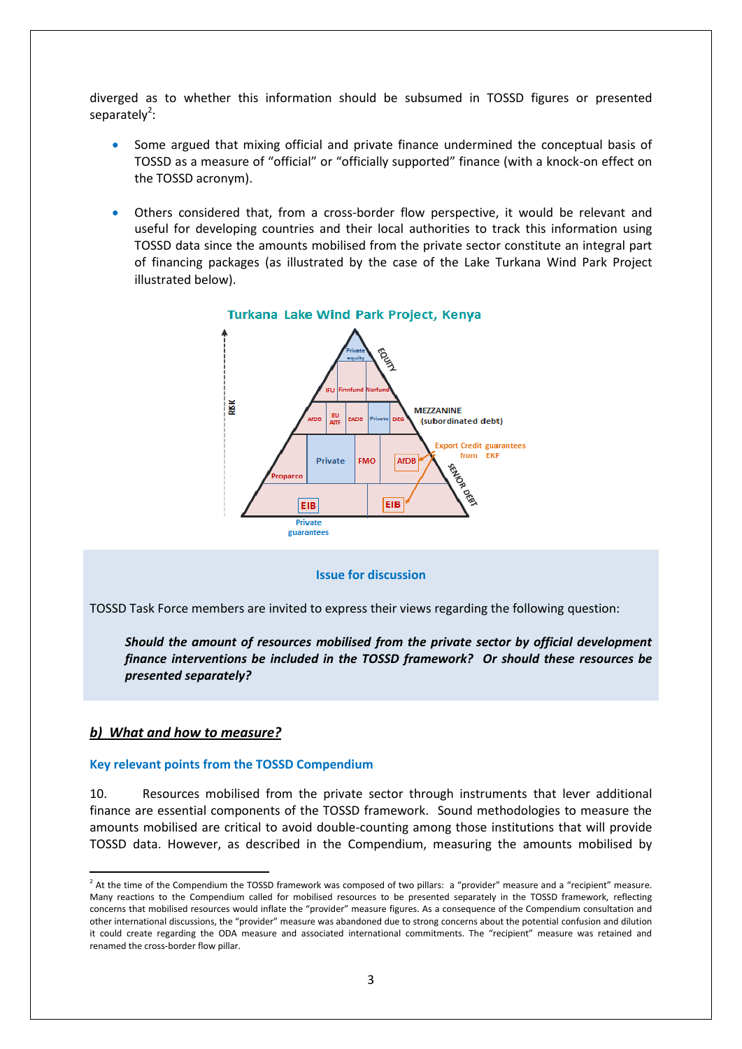diverged as to whether this information should be subsumed in TOSSD figures or presented separately[2]:

- Some argued that mixing official and private finance undermined the conceptual basis of TOSSD as a measure of "official" or "officially supported" finance (with a knock-on effect on the TOSSD acronym).
- Others considered that, from a cross-border flow perspective, it would be relevant and useful for developing countries and their local authorities to track this information using TOSSD data since the amounts mobilised from the private sector constitute an integral part of financing packages (as illustrated by the case of the Lake Turkana Wind Park Project illustrated below).

**Turkana Lake Wind Park Project, Kenya**

> **Issue for discussion**
>
> TOSSD Task Force members are invited to express their views regarding the following question:
>
> ***Should the amount of resources mobilised from the private sector by official development finance interventions be included in the TOSSD framework? Or should these resources be presented separately?***

### *b) What and how to measure?*

#### Key relevant points from the TOSSD Compendium

10. Resources mobilised from the private sector through instruments that lever additional finance are essential components of the TOSSD framework. Sound methodologies to measure the amounts mobilised are critical to avoid double-counting among those institutions that will provide TOSSD data. However, as described in the Compendium, measuring the amounts mobilised by

---

[2] At the time of the Compendium the TOSSD framework was composed of two pillars: a "provider" measure and a "recipient" measure. Many reactions to the Compendium called for mobilised resources to be presented separately in the TOSSD framework, reflecting concerns that mobilised resources would inflate the "provider" measure figures. As a consequence of the Compendium consultation and other international discussions, the "provider" measure was abandoned due to strong concerns about the potential confusion and dilution it could create regarding the ODA measure and associated international commitments. The "recipient" measure was retained and renamed the cross-border flow pillar.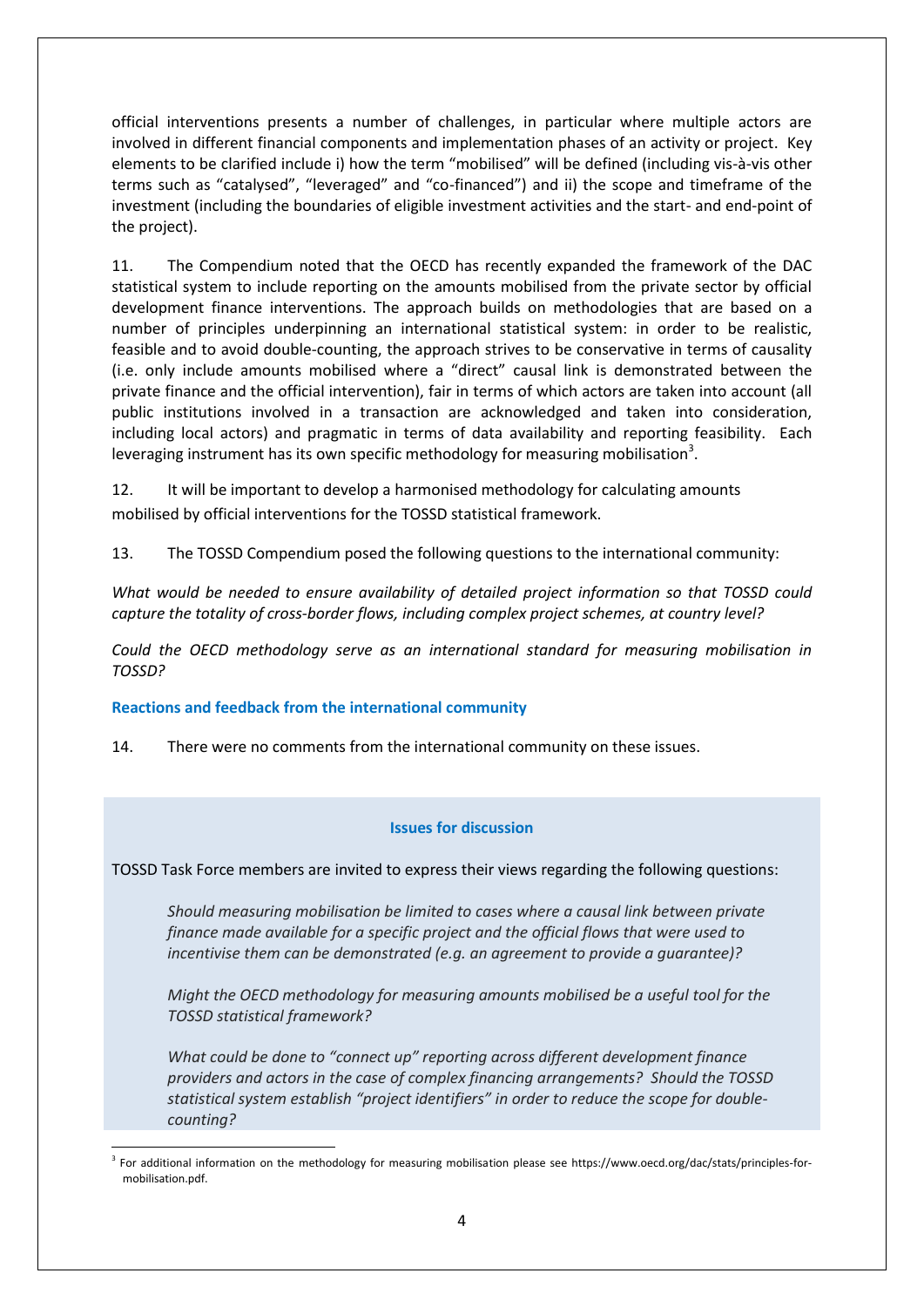official interventions presents a number of challenges, in particular where multiple actors are involved in different financial components and implementation phases of an activity or project. Key elements to be clarified include i) how the term "mobilised" will be defined (including vis-à-vis other terms such as "catalysed", "leveraged" and "co-financed") and ii) the scope and timeframe of the investment (including the boundaries of eligible investment activities and the start- and end-point of the project).

11. The Compendium noted that the OECD has recently expanded the framework of the DAC statistical system to include reporting on the amounts mobilised from the private sector by official development finance interventions. The approach builds on methodologies that are based on a number of principles underpinning an international statistical system: in order to be realistic, feasible and to avoid double-counting, the approach strives to be conservative in terms of causality (i.e. only include amounts mobilised where a "direct" causal link is demonstrated between the private finance and the official intervention), fair in terms of which actors are taken into account (all public institutions involved in a transaction are acknowledged and taken into consideration, including local actors) and pragmatic in terms of data availability and reporting feasibility. Each leveraging instrument has its own specific methodology for measuring mobilisation[3].

12. It will be important to develop a harmonised methodology for calculating amounts mobilised by official interventions for the TOSSD statistical framework.

13. The TOSSD Compendium posed the following questions to the international community:

*What would be needed to ensure availability of detailed project information so that TOSSD could capture the totality of cross-border flows, including complex project schemes, at country level?*

*Could the OECD methodology serve as an international standard for measuring mobilisation in TOSSD?*

### Reactions and feedback from the international community

14. There were no comments from the international community on these issues.

#### Issues for discussion

TOSSD Task Force members are invited to express their views regarding the following questions:

> *Should measuring mobilisation be limited to cases where a causal link between private finance made available for a specific project and the official flows that were used to incentivise them can be demonstrated (e.g. an agreement to provide a guarantee)?*
>
> *Might the OECD methodology for measuring amounts mobilised be a useful tool for the TOSSD statistical framework?*
>
> *What could be done to "connect up" reporting across different development finance providers and actors in the case of complex financing arrangements? Should the TOSSD statistical system establish "project identifiers" in order to reduce the scope for double-counting?*

[3] For additional information on the methodology for measuring mobilisation please see https://www.oecd.org/dac/stats/principles-for-mobilisation.pdf.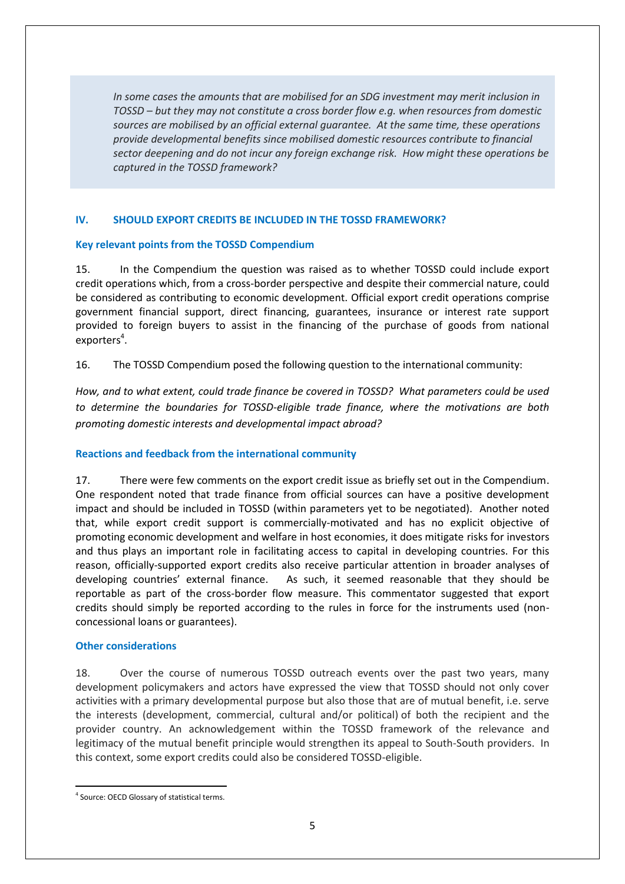*In some cases the amounts that are mobilised for an SDG investment may merit inclusion in TOSSD – but they may not constitute a cross border flow e.g. when resources from domestic sources are mobilised by an official external guarantee. At the same time, these operations provide developmental benefits since mobilised domestic resources contribute to financial sector deepening and do not incur any foreign exchange risk. How might these operations be captured in the TOSSD framework?*

## IV. SHOULD EXPORT CREDITS BE INCLUDED IN THE TOSSD FRAMEWORK?

### Key relevant points from the TOSSD Compendium

15. In the Compendium the question was raised as to whether TOSSD could include export credit operations which, from a cross-border perspective and despite their commercial nature, could be considered as contributing to economic development. Official export credit operations comprise government financial support, direct financing, guarantees, insurance or interest rate support provided to foreign buyers to assist in the financing of the purchase of goods from national exporters[4].

16. The TOSSD Compendium posed the following question to the international community:

*How, and to what extent, could trade finance be covered in TOSSD? What parameters could be used to determine the boundaries for TOSSD-eligible trade finance, where the motivations are both promoting domestic interests and developmental impact abroad?*

### Reactions and feedback from the international community

17. There were few comments on the export credit issue as briefly set out in the Compendium. One respondent noted that trade finance from official sources can have a positive development impact and should be included in TOSSD (within parameters yet to be negotiated). Another noted that, while export credit support is commercially-motivated and has no explicit objective of promoting economic development and welfare in host economies, it does mitigate risks for investors and thus plays an important role in facilitating access to capital in developing countries. For this reason, officially-supported export credits also receive particular attention in broader analyses of developing countries' external finance. As such, it seemed reasonable that they should be reportable as part of the cross-border flow measure. This commentator suggested that export credits should simply be reported according to the rules in force for the instruments used (non-concessional loans or guarantees).

### Other considerations

18. Over the course of numerous TOSSD outreach events over the past two years, many development policymakers and actors have expressed the view that TOSSD should not only cover activities with a primary developmental purpose but also those that are of mutual benefit, i.e. serve the interests (development, commercial, cultural and/or political) of both the recipient and the provider country. An acknowledgement within the TOSSD framework of the relevance and legitimacy of the mutual benefit principle would strengthen its appeal to South-South providers. In this context, some export credits could also be considered TOSSD-eligible.

---

[4] Source: OECD Glossary of statistical terms.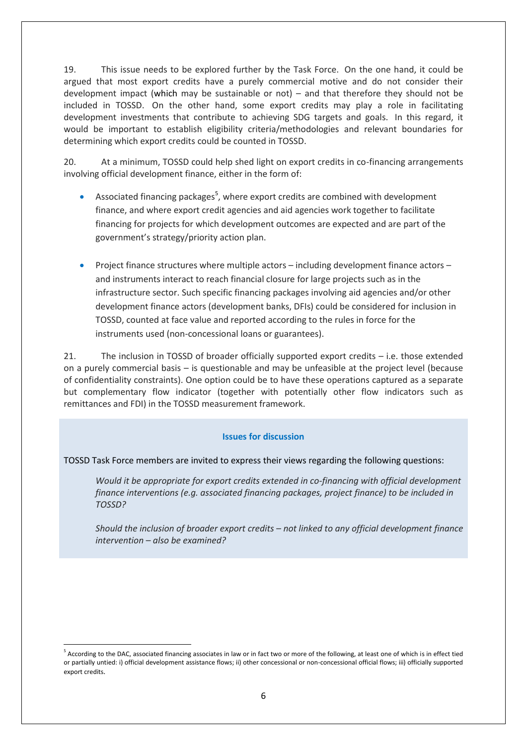19. This issue needs to be explored further by the Task Force. On the one hand, it could be argued that most export credits have a purely commercial motive and do not consider their development impact (which may be sustainable or not) – and that therefore they should not be included in TOSSD. On the other hand, some export credits may play a role in facilitating development investments that contribute to achieving SDG targets and goals. In this regard, it would be important to establish eligibility criteria/methodologies and relevant boundaries for determining which export credits could be counted in TOSSD.

20. At a minimum, TOSSD could help shed light on export credits in co-financing arrangements involving official development finance, either in the form of:

- Associated financing packages[5], where export credits are combined with development finance, and where export credit agencies and aid agencies work together to facilitate financing for projects for which development outcomes are expected and are part of the government's strategy/priority action plan.

- Project finance structures where multiple actors – including development finance actors – and instruments interact to reach financial closure for large projects such as in the infrastructure sector. Such specific financing packages involving aid agencies and/or other development finance actors (development banks, DFIs) could be considered for inclusion in TOSSD, counted at face value and reported according to the rules in force for the instruments used (non-concessional loans or guarantees).

21. The inclusion in TOSSD of broader officially supported export credits – i.e. those extended on a purely commercial basis – is questionable and may be unfeasible at the project level (because of confidentiality constraints). One option could be to have these operations captured as a separate but complementary flow indicator (together with potentially other flow indicators such as remittances and FDI) in the TOSSD measurement framework.

**Issues for discussion**

TOSSD Task Force members are invited to express their views regarding the following questions:

*Would it be appropriate for export credits extended in co-financing with official development finance interventions (e.g. associated financing packages, project finance) to be included in TOSSD?*

*Should the inclusion of broader export credits – not linked to any official development finance intervention – also be examined?*

---

[5] According to the DAC, associated financing associates in law or in fact two or more of the following, at least one of which is in effect tied or partially untied: i) official development assistance flows; ii) other concessional or non-concessional official flows; iii) officially supported export credits.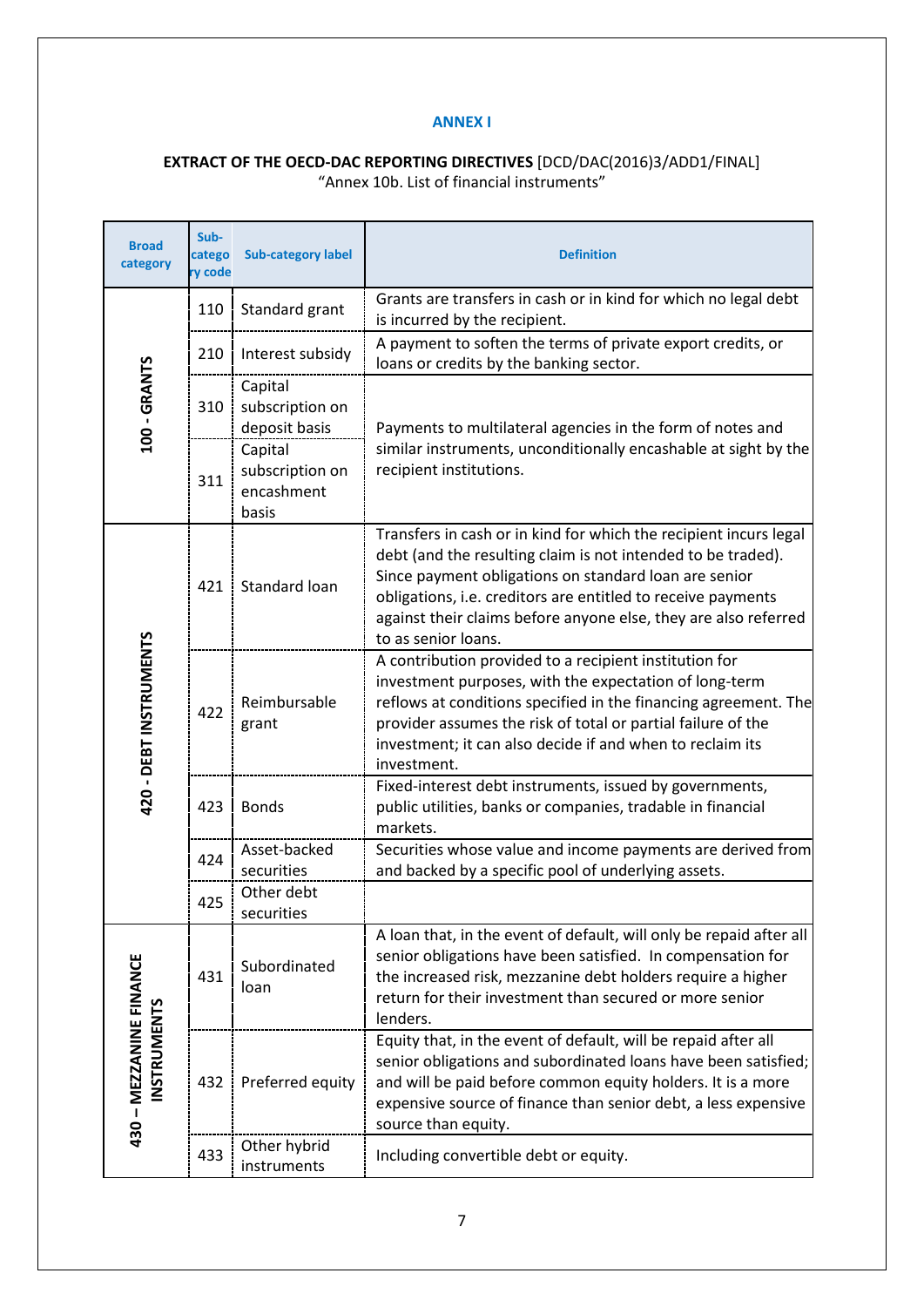## ANNEX I

**EXTRACT OF THE OECD-DAC REPORTING DIRECTIVES** [DCD/DAC(2016)3/ADD1/FINAL]
"Annex 10b. List of financial instruments"

| Broad category | Sub-category code | Sub-category label | Definition |
|---|---|---|---|
| 100 - GRANTS | 110 | Standard grant | Grants are transfers in cash or in kind for which no legal debt is incurred by the recipient. |
| | 210 | Interest subsidy | A payment to soften the terms of private export credits, or loans or credits by the banking sector. |
| | 310 | Capital subscription on deposit basis | Payments to multilateral agencies in the form of notes and similar instruments, unconditionally encashable at sight by the recipient institutions. |
| | 311 | Capital subscription on encashment basis | |
| 420 - DEBT INSTRUMENTS | 421 | Standard loan | Transfers in cash or in kind for which the recipient incurs legal debt (and the resulting claim is not intended to be traded). Since payment obligations on standard loan are senior obligations, i.e. creditors are entitled to receive payments against their claims before anyone else, they are also referred to as senior loans. |
| | 422 | Reimbursable grant | A contribution provided to a recipient institution for investment purposes, with the expectation of long-term reflows at conditions specified in the financing agreement. The provider assumes the risk of total or partial failure of the investment; it can also decide if and when to reclaim its investment. |
| | 423 | Bonds | Fixed-interest debt instruments, issued by governments, public utilities, banks or companies, tradable in financial markets. |
| | 424 | Asset-backed securities | Securities whose value and income payments are derived from and backed by a specific pool of underlying assets. |
| | 425 | Other debt securities | |
| 430 – MEZZANINE FINANCE INSTRUMENTS | 431 | Subordinated loan | A loan that, in the event of default, will only be repaid after all senior obligations have been satisfied. In compensation for the increased risk, mezzanine debt holders require a higher return for their investment than secured or more senior lenders. |
| | 432 | Preferred equity | Equity that, in the event of default, will be repaid after all senior obligations and subordinated loans have been satisfied; and will be paid before common equity holders. It is a more expensive source of finance than senior debt, a less expensive source than equity. |
| | 433 | Other hybrid instruments | Including convertible debt or equity. |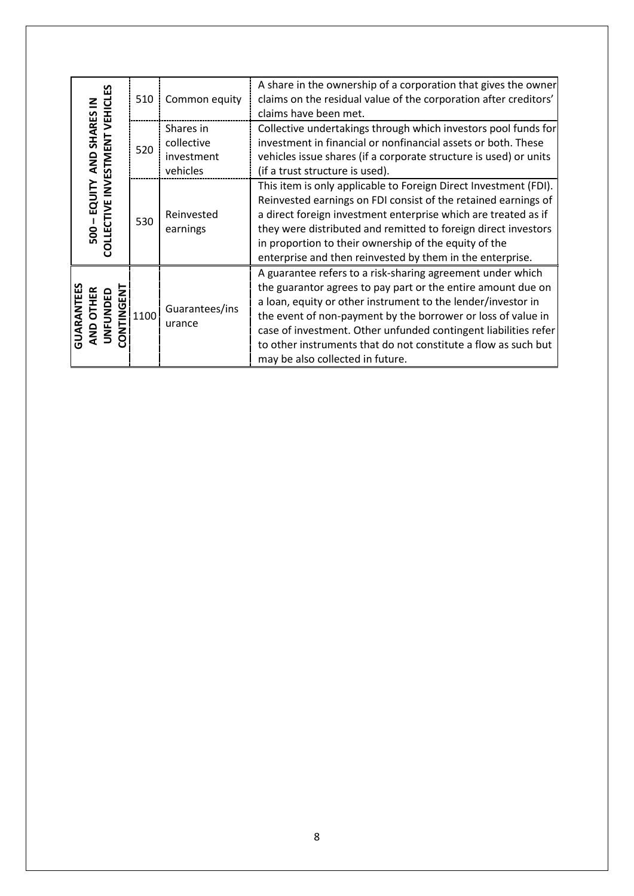| | | | |
|---|---|---|---|
| **500 – EQUITY AND SHARES IN COLLECTIVE INVESTMENT VEHICLES** | 510 | Common equity | A share in the ownership of a corporation that gives the owner claims on the residual value of the corporation after creditors' claims have been met. |
| | 520 | Shares in collective investment vehicles | Collective undertakings through which investors pool funds for investment in financial or nonfinancial assets or both. These vehicles issue shares (if a corporate structure is used) or units (if a trust structure is used). |
| | 530 | Reinvested earnings | This item is only applicable to Foreign Direct Investment (FDI). Reinvested earnings on FDI consist of the retained earnings of a direct foreign investment enterprise which are treated as if they were distributed and remitted to foreign direct investors in proportion to their ownership of the equity of the enterprise and then reinvested by them in the enterprise. |
| **GUARANTEES AND OTHER UNFUNDED CONTINGENT** | 1100 | Guarantees/insurance | A guarantee refers to a risk-sharing agreement under which the guarantor agrees to pay part or the entire amount due on a loan, equity or other instrument to the lender/investor in the event of non-payment by the borrower or loss of value in case of investment. Other unfunded contingent liabilities refer to other instruments that do not constitute a flow as such but may be also collected in future. |